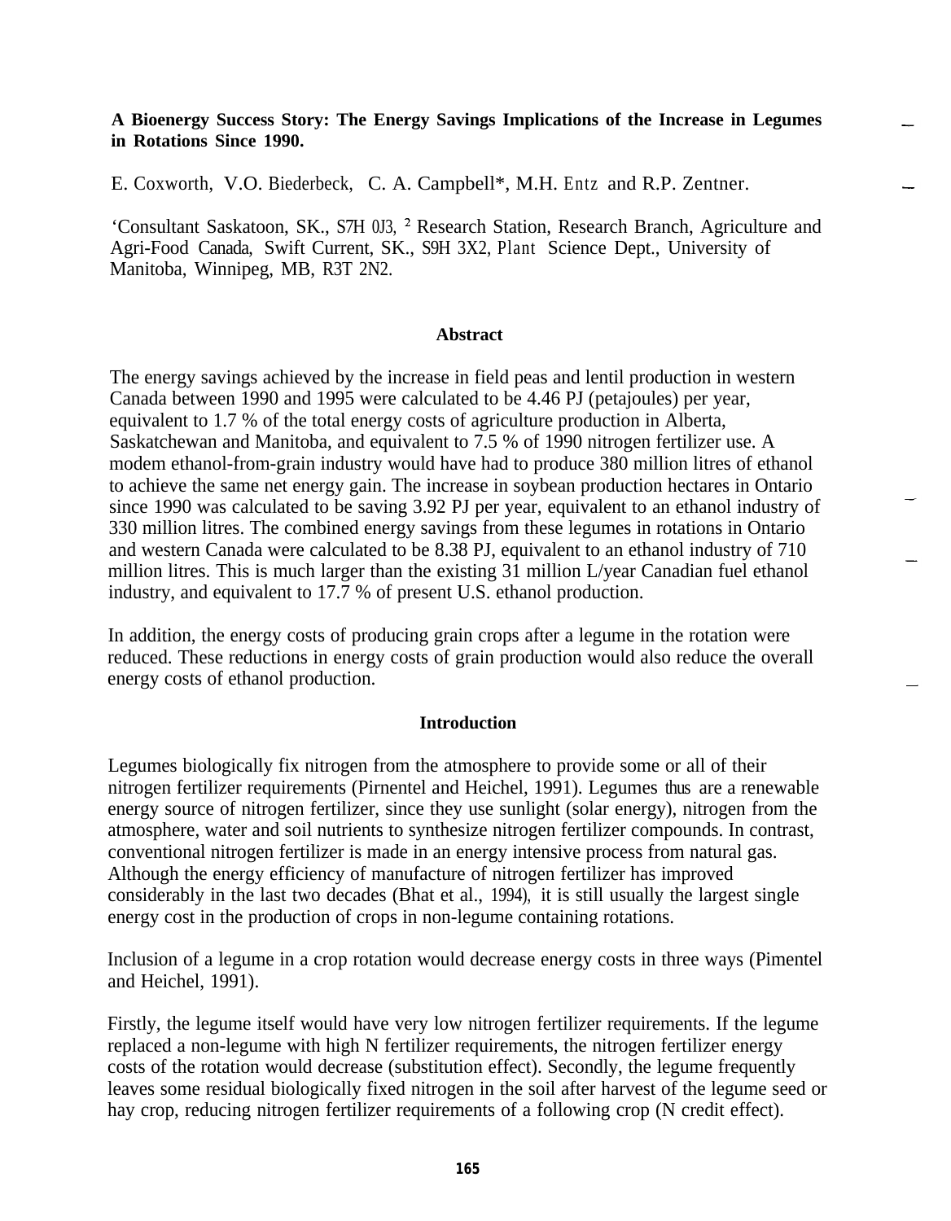**A Bioenergy Success Story: The Energy Savings Implications of the Increase in Legumes in Rotations Since 1990.**

E. Coxworth, V.O. Biederbeck, C. A. Campbell*, M.H. Entz and R.P. Zentner.

'Consultant Saskatoon, SK., S7H 0J3, [2] Research Station, Research Branch, Agriculture and Agri-Food Canada, Swift Current, SK., S9H 3X2, Plant Science Dept., University of Manitoba, Winnipeg, MB, R3T 2N2.

## Abstract

The energy savings achieved by the increase in field peas and lentil production in western Canada between 1990 and 1995 were calculated to be 4.46 PJ (petajoules) per year, equivalent to 1.7 % of the total energy costs of agriculture production in Alberta, Saskatchewan and Manitoba, and equivalent to 7.5 % of 1990 nitrogen fertilizer use. A modem ethanol-from-grain industry would have had to produce 380 million litres of ethanol to achieve the same net energy gain. The increase in soybean production hectares in Ontario since 1990 was calculated to be saving 3.92 PJ per year, equivalent to an ethanol industry of 330 million litres. The combined energy savings from these legumes in rotations in Ontario and western Canada were calculated to be 8.38 PJ, equivalent to an ethanol industry of 710 million litres. This is much larger than the existing 31 million L/year Canadian fuel ethanol industry, and equivalent to 17.7 % of present U.S. ethanol production.

In addition, the energy costs of producing grain crops after a legume in the rotation were reduced. These reductions in energy costs of grain production would also reduce the overall energy costs of ethanol production.

## Introduction

Legumes biologically fix nitrogen from the atmosphere to provide some or all of their nitrogen fertilizer requirements (Pirnentel and Heichel, 1991). Legumes thus are a renewable energy source of nitrogen fertilizer, since they use sunlight (solar energy), nitrogen from the atmosphere, water and soil nutrients to synthesize nitrogen fertilizer compounds. In contrast, conventional nitrogen fertilizer is made in an energy intensive process from natural gas. Although the energy efficiency of manufacture of nitrogen fertilizer has improved considerably in the last two decades (Bhat et al., 1994), it is still usually the largest single energy cost in the production of crops in non-legume containing rotations.

Inclusion of a legume in a crop rotation would decrease energy costs in three ways (Pimentel and Heichel, 1991).

Firstly, the legume itself would have very low nitrogen fertilizer requirements. If the legume replaced a non-legume with high N fertilizer requirements, the nitrogen fertilizer energy costs of the rotation would decrease (substitution effect). Secondly, the legume frequently leaves some residual biologically fixed nitrogen in the soil after harvest of the legume seed or hay crop, reducing nitrogen fertilizer requirements of a following crop (N credit effect).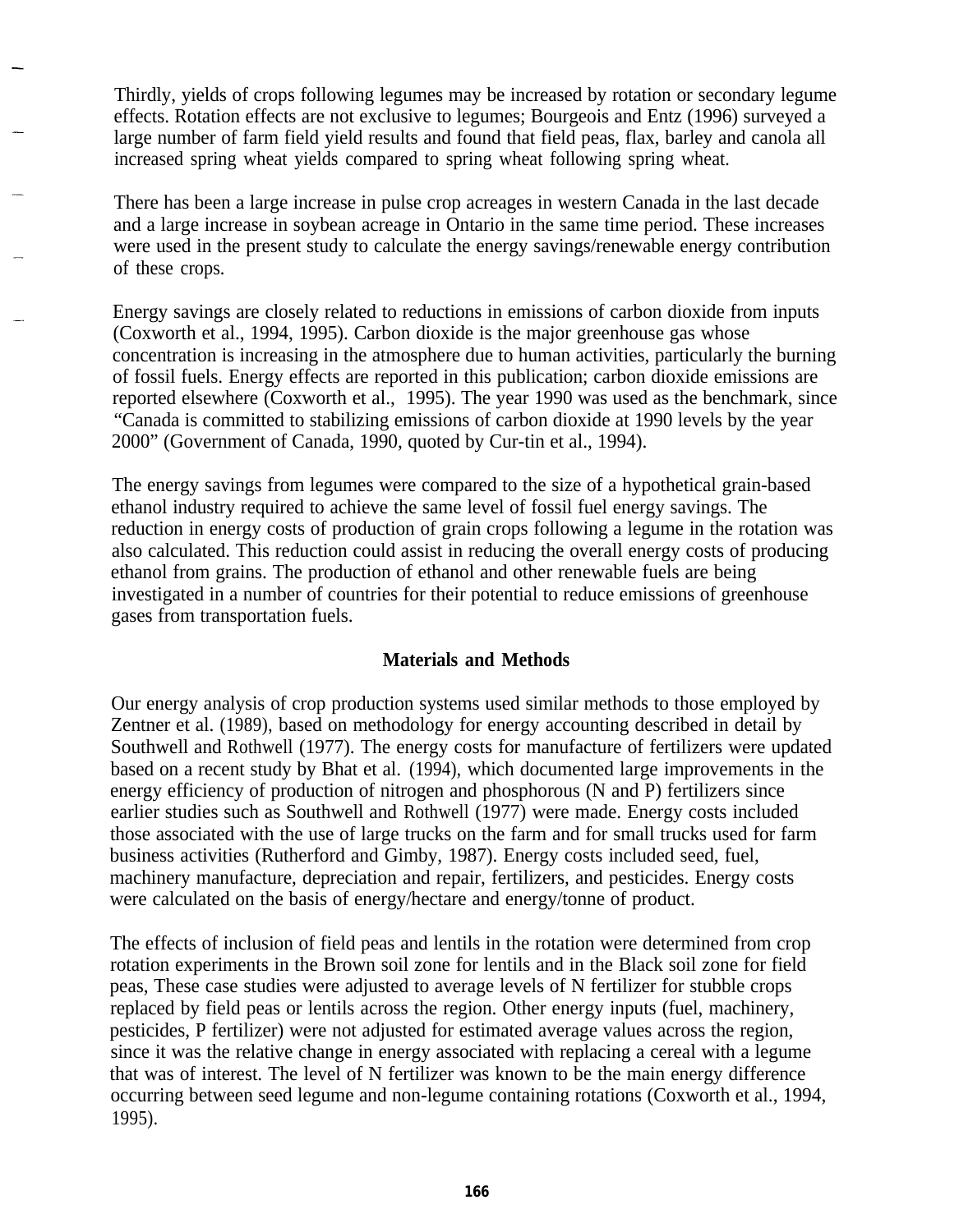Thirdly, yields of crops following legumes may be increased by rotation or secondary legume effects. Rotation effects are not exclusive to legumes; Bourgeois and Entz (1996) surveyed a large number of farm field yield results and found that field peas, flax, barley and canola all increased spring wheat yields compared to spring wheat following spring wheat.

There has been a large increase in pulse crop acreages in western Canada in the last decade and a large increase in soybean acreage in Ontario in the same time period. These increases were used in the present study to calculate the energy savings/renewable energy contribution of these crops.

Energy savings are closely related to reductions in emissions of carbon dioxide from inputs (Coxworth et al., 1994, 1995). Carbon dioxide is the major greenhouse gas whose concentration is increasing in the atmosphere due to human activities, particularly the burning of fossil fuels. Energy effects are reported in this publication; carbon dioxide emissions are reported elsewhere (Coxworth et al., 1995). The year 1990 was used as the benchmark, since "Canada is committed to stabilizing emissions of carbon dioxide at 1990 levels by the year 2000" (Government of Canada, 1990, quoted by Cur-tin et al., 1994).

The energy savings from legumes were compared to the size of a hypothetical grain-based ethanol industry required to achieve the same level of fossil fuel energy savings. The reduction in energy costs of production of grain crops following a legume in the rotation was also calculated. This reduction could assist in reducing the overall energy costs of producing ethanol from grains. The production of ethanol and other renewable fuels are being investigated in a number of countries for their potential to reduce emissions of greenhouse gases from transportation fuels.

## Materials and Methods

Our energy analysis of crop production systems used similar methods to those employed by Zentner et al. (1989), based on methodology for energy accounting described in detail by Southwell and Rothwell (1977). The energy costs for manufacture of fertilizers were updated based on a recent study by Bhat et al. (1994), which documented large improvements in the energy efficiency of production of nitrogen and phosphorous (N and P) fertilizers since earlier studies such as Southwell and Rothwell (1977) were made. Energy costs included those associated with the use of large trucks on the farm and for small trucks used for farm business activities (Rutherford and Gimby, 1987). Energy costs included seed, fuel, machinery manufacture, depreciation and repair, fertilizers, and pesticides. Energy costs were calculated on the basis of energy/hectare and energy/tonne of product.

The effects of inclusion of field peas and lentils in the rotation were determined from crop rotation experiments in the Brown soil zone for lentils and in the Black soil zone for field peas, These case studies were adjusted to average levels of N fertilizer for stubble crops replaced by field peas or lentils across the region. Other energy inputs (fuel, machinery, pesticides, P fertilizer) were not adjusted for estimated average values across the region, since it was the relative change in energy associated with replacing a cereal with a legume that was of interest. The level of N fertilizer was known to be the main energy difference occurring between seed legume and non-legume containing rotations (Coxworth et al., 1994, 1995).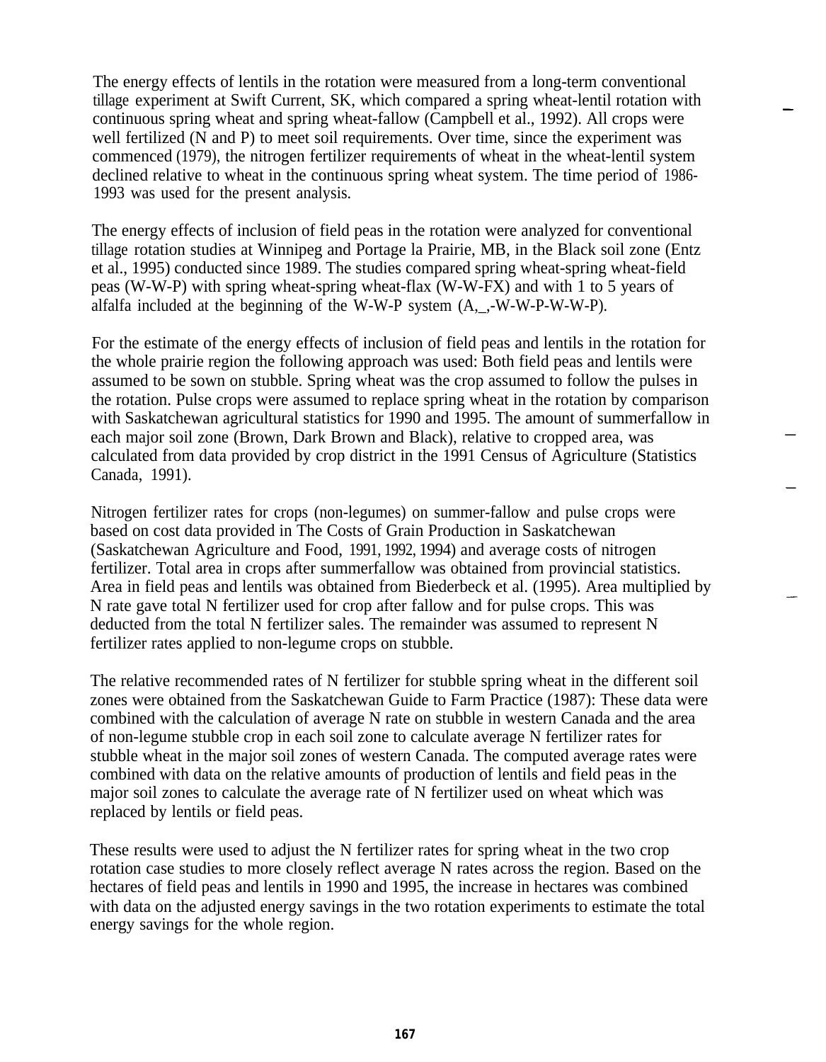The energy effects of lentils in the rotation were measured from a long-term conventional tillage experiment at Swift Current, SK, which compared a spring wheat-lentil rotation with continuous spring wheat and spring wheat-fallow (Campbell et al., 1992). All crops were well fertilized (N and P) to meet soil requirements. Over time, since the experiment was commenced (1979), the nitrogen fertilizer requirements of wheat in the wheat-lentil system declined relative to wheat in the continuous spring wheat system. The time period of 1986-1993 was used for the present analysis.

The energy effects of inclusion of field peas in the rotation were analyzed for conventional tillage rotation studies at Winnipeg and Portage la Prairie, MB, in the Black soil zone (Entz et al., 1995) conducted since 1989. The studies compared spring wheat-spring wheat-field peas (W-W-P) with spring wheat-spring wheat-flax (W-W-FX) and with 1 to 5 years of alfalfa included at the beginning of the W-W-P system (A,_,-W-W-P-W-W-P).

For the estimate of the energy effects of inclusion of field peas and lentils in the rotation for the whole prairie region the following approach was used: Both field peas and lentils were assumed to be sown on stubble. Spring wheat was the crop assumed to follow the pulses in the rotation. Pulse crops were assumed to replace spring wheat in the rotation by comparison with Saskatchewan agricultural statistics for 1990 and 1995. The amount of summerfallow in each major soil zone (Brown, Dark Brown and Black), relative to cropped area, was calculated from data provided by crop district in the 1991 Census of Agriculture (Statistics Canada, 1991).

Nitrogen fertilizer rates for crops (non-legumes) on summer-fallow and pulse crops were based on cost data provided in The Costs of Grain Production in Saskatchewan (Saskatchewan Agriculture and Food, 1991, 1992, 1994) and average costs of nitrogen fertilizer. Total area in crops after summerfallow was obtained from provincial statistics. Area in field peas and lentils was obtained from Biederbeck et al. (1995). Area multiplied by N rate gave total N fertilizer used for crop after fallow and for pulse crops. This was deducted from the total N fertilizer sales. The remainder was assumed to represent N fertilizer rates applied to non-legume crops on stubble.

The relative recommended rates of N fertilizer for stubble spring wheat in the different soil zones were obtained from the Saskatchewan Guide to Farm Practice (1987): These data were combined with the calculation of average N rate on stubble in western Canada and the area of non-legume stubble crop in each soil zone to calculate average N fertilizer rates for stubble wheat in the major soil zones of western Canada. The computed average rates were combined with data on the relative amounts of production of lentils and field peas in the major soil zones to calculate the average rate of N fertilizer used on wheat which was replaced by lentils or field peas.

These results were used to adjust the N fertilizer rates for spring wheat in the two crop rotation case studies to more closely reflect average N rates across the region. Based on the hectares of field peas and lentils in 1990 and 1995, the increase in hectares was combined with data on the adjusted energy savings in the two rotation experiments to estimate the total energy savings for the whole region.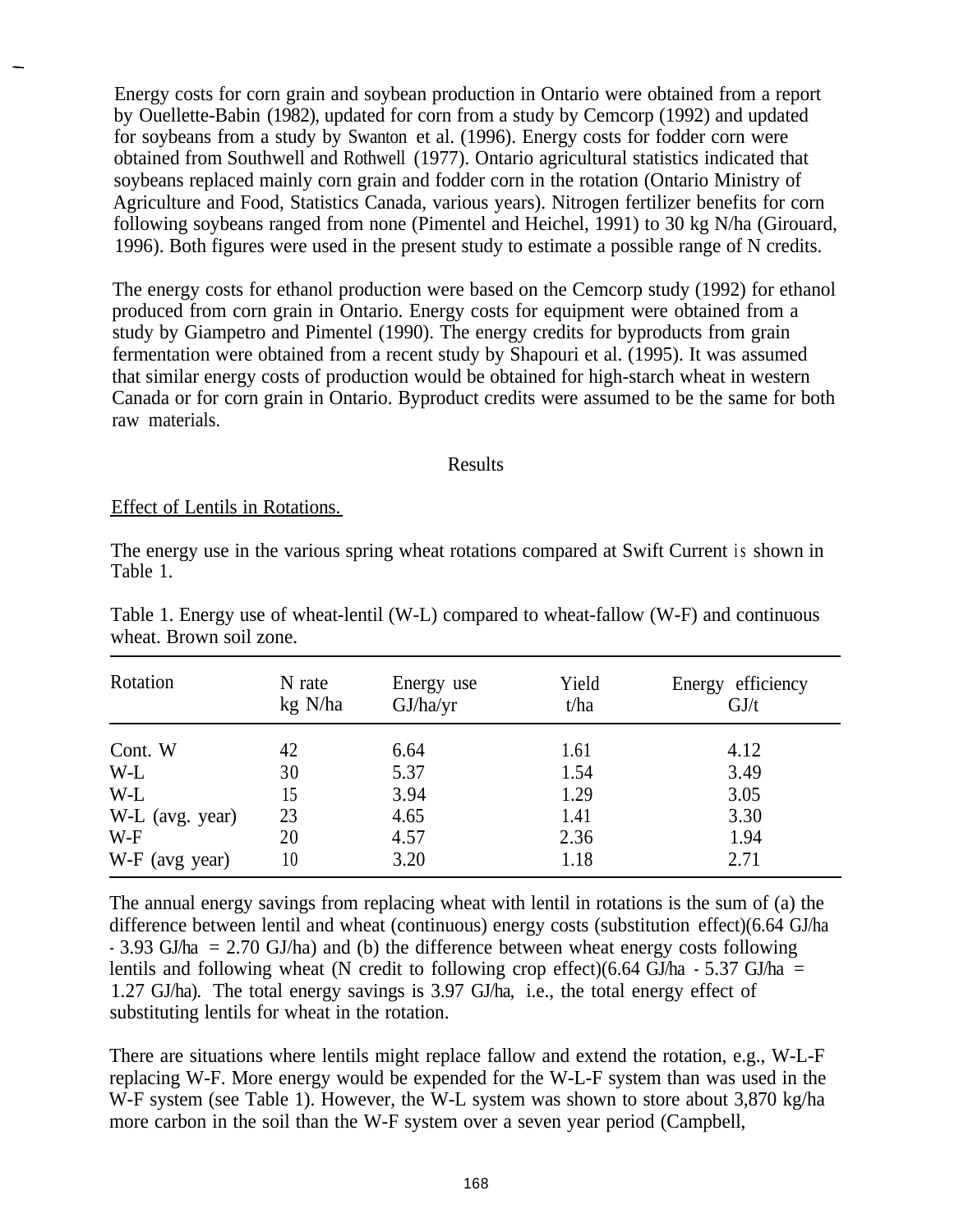Energy costs for corn grain and soybean production in Ontario were obtained from a report by Ouellette-Babin (1982), updated for corn from a study by Cemcorp (1992) and updated for soybeans from a study by Swanton et al. (1996). Energy costs for fodder corn were obtained from Southwell and Rothwell (1977). Ontario agricultural statistics indicated that soybeans replaced mainly corn grain and fodder corn in the rotation (Ontario Ministry of Agriculture and Food, Statistics Canada, various years). Nitrogen fertilizer benefits for corn following soybeans ranged from none (Pimentel and Heichel, 1991) to 30 kg N/ha (Girouard, 1996). Both figures were used in the present study to estimate a possible range of N credits.

The energy costs for ethanol production were based on the Cemcorp study (1992) for ethanol produced from corn grain in Ontario. Energy costs for equipment were obtained from a study by Giampetro and Pimentel (1990). The energy credits for byproducts from grain fermentation were obtained from a recent study by Shapouri et al. (1995). It was assumed that similar energy costs of production would be obtained for high-starch wheat in western Canada or for corn grain in Ontario. Byproduct credits were assumed to be the same for both raw materials.

## Results

### Effect of Lentils in Rotations.

The energy use in the various spring wheat rotations compared at Swift Current is shown in Table 1.

Table 1. Energy use of wheat-lentil (W-L) compared to wheat-fallow (W-F) and continuous wheat. Brown soil zone.

| Rotation | N rate kg N/ha | Energy use GJ/ha/yr | Yield t/ha | Energy efficiency GJ/t |
|---|---|---|---|---|
| Cont. W | 42 | 6.64 | 1.61 | 4.12 |
| W-L | 30 | 5.37 | 1.54 | 3.49 |
| W-L | 15 | 3.94 | 1.29 | 3.05 |
| W-L (avg. year) | 23 | 4.65 | 1.41 | 3.30 |
| W-F | 20 | 4.57 | 2.36 | 1.94 |
| W-F (avg year) | 10 | 3.20 | 1.18 | 2.71 |

The annual energy savings from replacing wheat with lentil in rotations is the sum of (a) the difference between lentil and wheat (continuous) energy costs (substitution effect)(6.64 GJ/ha - 3.93 GJ/ha = 2.70 GJ/ha) and (b) the difference between wheat energy costs following lentils and following wheat (N credit to following crop effect)(6.64 GJ/ha - 5.37 GJ/ha = 1.27 GJ/ha). The total energy savings is 3.97 GJ/ha, i.e., the total energy effect of substituting lentils for wheat in the rotation.

There are situations where lentils might replace fallow and extend the rotation, e.g., W-L-F replacing W-F. More energy would be expended for the W-L-F system than was used in the W-F system (see Table 1). However, the W-L system was shown to store about 3,870 kg/ha more carbon in the soil than the W-F system over a seven year period (Campbell,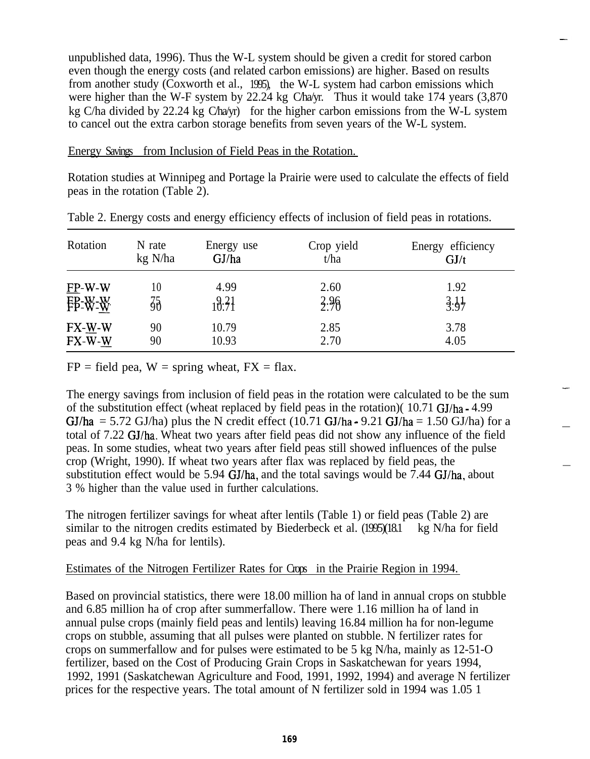unpublished data, 1996). Thus the W-L system should be given a credit for stored carbon even though the energy costs (and related carbon emissions) are higher. Based on results from another study (Coxworth et al., 1995), the W-L system had carbon emissions which were higher than the W-F system by 22.24 kg C/ha/yr. Thus it would take 174 years (3,870 kg C/ha divided by 22.24 kg C/ha/yr) for the higher carbon emissions from the W-L system to cancel out the extra carbon storage benefits from seven years of the W-L system.

Energy Savings from Inclusion of Field Peas in the Rotation.

Rotation studies at Winnipeg and Portage la Prairie were used to calculate the effects of field peas in the rotation (Table 2).

Table 2. Energy costs and energy efficiency effects of inclusion of field peas in rotations.

| Rotation | N rate kg N/ha | Energy use GJ/ha | Crop yield t/ha | Energy efficiency GJ/t |
|---|---|---|---|---|
| FP-W-W | 10 | 4.99 | 2.60 | 1.92 |
| FP-W-W | 75 | 9.21 | 2.96 | 3.11 |
| FP-W-W | 90 | 10.71 | 2.70 | 3.97 |
| FX-W-W | 90 | 10.79 | 2.85 | 3.78 |
| FX-W-W | 90 | 10.93 | 2.70 | 4.05 |

FP = field pea, W = spring wheat, FX = flax.

The energy savings from inclusion of field peas in the rotation were calculated to be the sum of the substitution effect (wheat replaced by field peas in the rotation)( 10.71 GJ/ha - 4.99 GJ/ha = 5.72 GJ/ha) plus the N credit effect (10.71 GJ/ha - 9.21 GJ/ha = 1.50 GJ/ha) for a total of 7.22 GJ/ha. Wheat two years after field peas did not show any influence of the field peas. In some studies, wheat two years after field peas still showed influences of the pulse crop (Wright, 1990). If wheat two years after flax was replaced by field peas, the substitution effect would be 5.94 GJ/ha, and the total savings would be 7.44 GJ/ha, about 3 % higher than the value used in further calculations.

The nitrogen fertilizer savings for wheat after lentils (Table 1) or field peas (Table 2) are similar to the nitrogen credits estimated by Biederbeck et al. (1995)(18.1 kg N/ha for field peas and 9.4 kg N/ha for lentils).

Estimates of the Nitrogen Fertilizer Rates for Crops in the Prairie Region in 1994.

Based on provincial statistics, there were 18.00 million ha of land in annual crops on stubble and 6.85 million ha of crop after summerfallow. There were 1.16 million ha of land in annual pulse crops (mainly field peas and lentils) leaving 16.84 million ha for non-legume crops on stubble, assuming that all pulses were planted on stubble. N fertilizer rates for crops on summerfallow and for pulses were estimated to be 5 kg N/ha, mainly as 12-51-O fertilizer, based on the Cost of Producing Grain Crops in Saskatchewan for years 1994, 1992, 1991 (Saskatchewan Agriculture and Food, 1991, 1992, 1994) and average N fertilizer prices for the respective years. The total amount of N fertilizer sold in 1994 was 1.05 1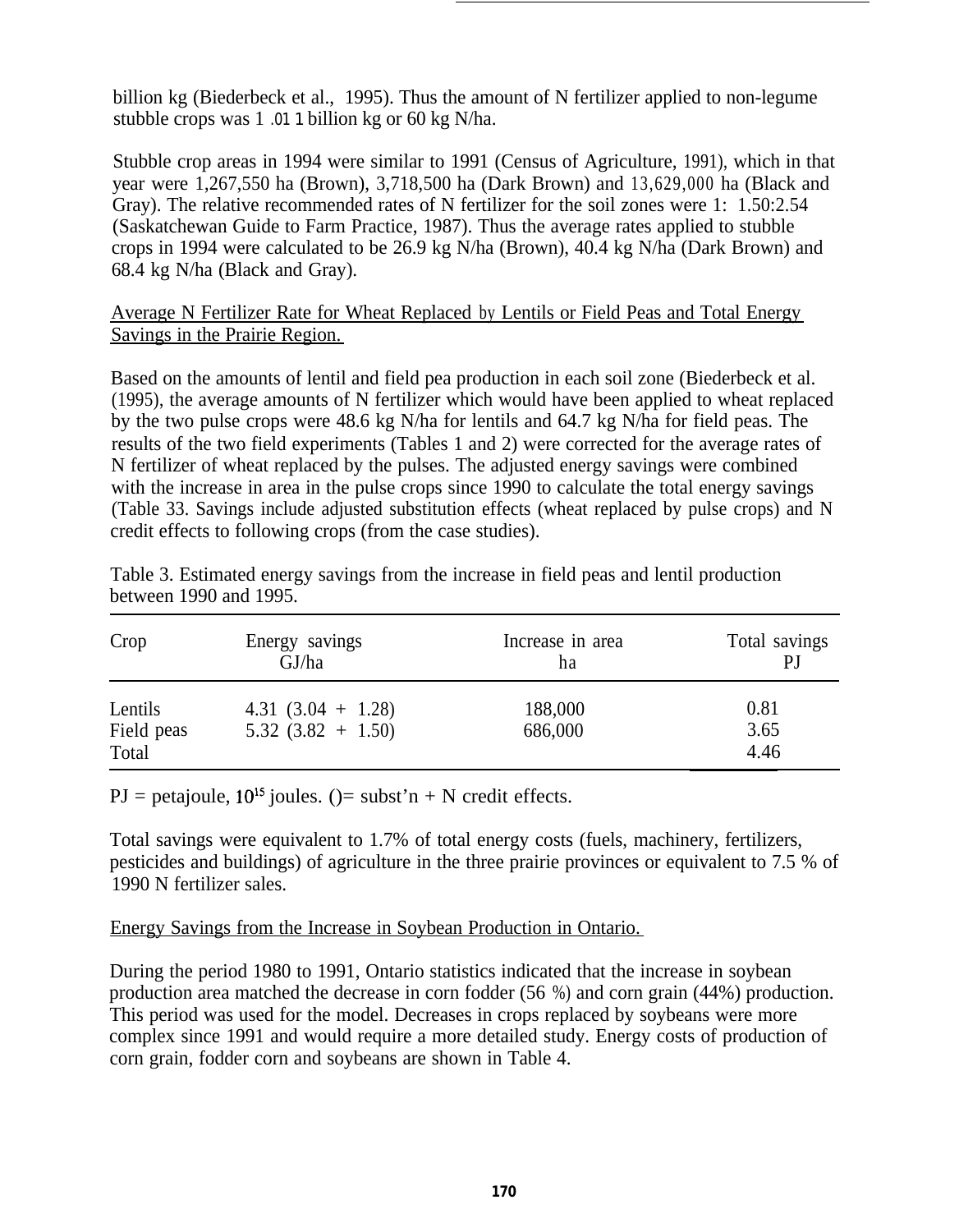billion kg (Biederbeck et al., 1995). Thus the amount of N fertilizer applied to non-legume stubble crops was 1 .01 1 billion kg or 60 kg N/ha.

Stubble crop areas in 1994 were similar to 1991 (Census of Agriculture, 1991), which in that year were 1,267,550 ha (Brown), 3,718,500 ha (Dark Brown) and 13,629,000 ha (Black and Gray). The relative recommended rates of N fertilizer for the soil zones were 1: 1.50:2.54 (Saskatchewan Guide to Farm Practice, 1987). Thus the average rates applied to stubble crops in 1994 were calculated to be 26.9 kg N/ha (Brown), 40.4 kg N/ha (Dark Brown) and 68.4 kg N/ha (Black and Gray).

Average N Fertilizer Rate for Wheat Replaced by Lentils or Field Peas and Total Energy Savings in the Prairie Region.

Based on the amounts of lentil and field pea production in each soil zone (Biederbeck et al. (1995), the average amounts of N fertilizer which would have been applied to wheat replaced by the two pulse crops were 48.6 kg N/ha for lentils and 64.7 kg N/ha for field peas. The results of the two field experiments (Tables 1 and 2) were corrected for the average rates of N fertilizer of wheat replaced by the pulses. The adjusted energy savings were combined with the increase in area in the pulse crops since 1990 to calculate the total energy savings (Table 33. Savings include adjusted substitution effects (wheat replaced by pulse crops) and N credit effects to following crops (from the case studies).

Table 3. Estimated energy savings from the increase in field peas and lentil production between 1990 and 1995.

| Crop | Energy savings GJ/ha | Increase in area ha | Total savings PJ |
|---|---|---|---|
| Lentils | 4.31 (3.04 + 1.28) | 188,000 | 0.81 |
| Field peas | 5.32 (3.82 + 1.50) | 686,000 | 3.65 |
| Total | | | 4.46 |

PJ = petajoule, $10^{15}$ joules. ()= subst'n + N credit effects.

Total savings were equivalent to 1.7% of total energy costs (fuels, machinery, fertilizers, pesticides and buildings) of agriculture in the three prairie provinces or equivalent to 7.5 % of 1990 N fertilizer sales.

Energy Savings from the Increase in Soybean Production in Ontario.

During the period 1980 to 1991, Ontario statistics indicated that the increase in soybean production area matched the decrease in corn fodder (56 %) and corn grain (44%) production. This period was used for the model. Decreases in crops replaced by soybeans were more complex since 1991 and would require a more detailed study. Energy costs of production of corn grain, fodder corn and soybeans are shown in Table 4.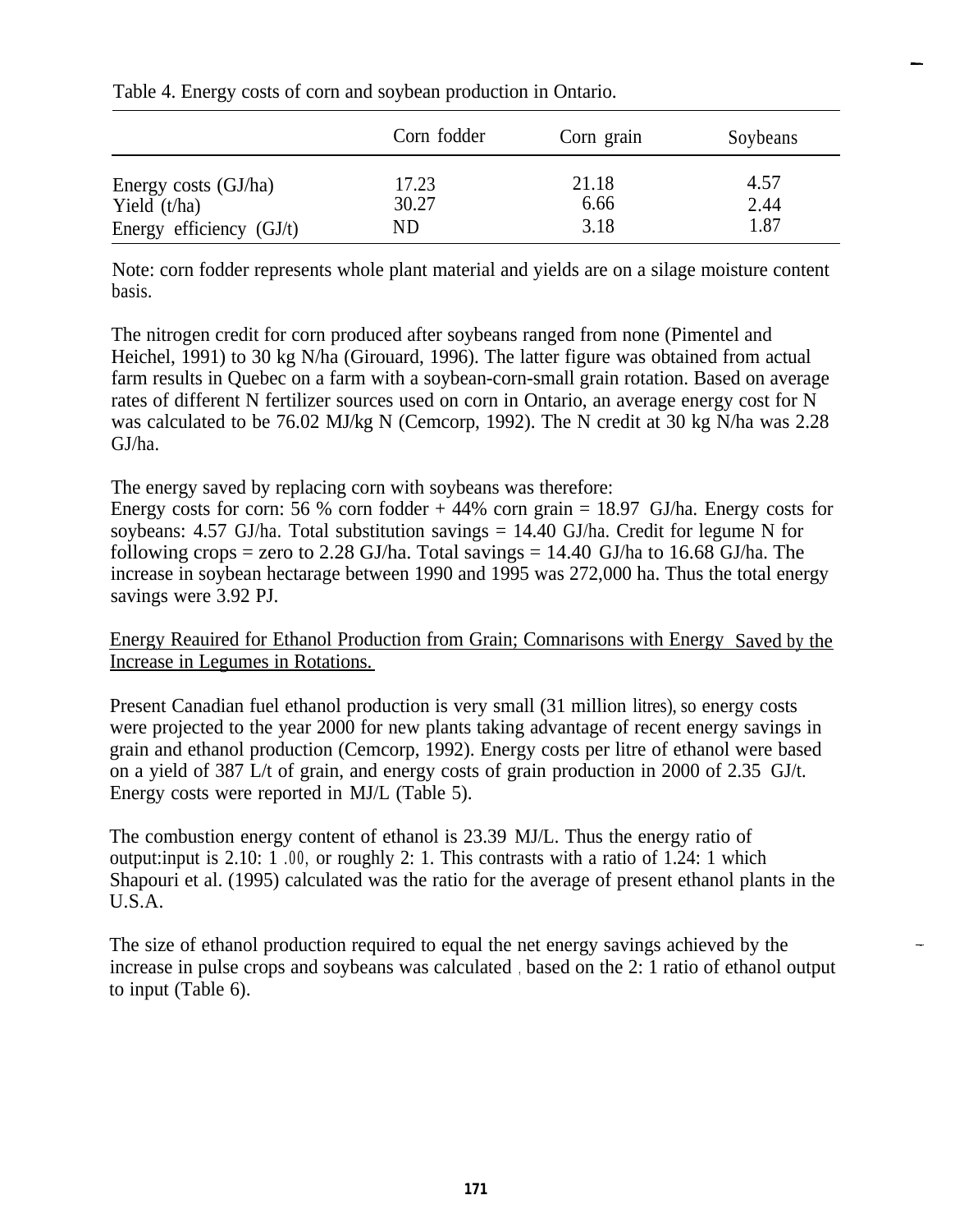Table 4. Energy costs of corn and soybean production in Ontario.

| | Corn fodder | Corn grain | Soybeans |
|---|---|---|---|
| Energy costs (GJ/ha) | 17.23 | 21.18 | 4.57 |
| Yield (t/ha) | 30.27 | 6.66 | 2.44 |
| Energy efficiency (GJ/t) | ND | 3.18 | 1.87 |

Note: corn fodder represents whole plant material and yields are on a silage moisture content basis.

The nitrogen credit for corn produced after soybeans ranged from none (Pimentel and Heichel, 1991) to 30 kg N/ha (Girouard, 1996). The latter figure was obtained from actual farm results in Quebec on a farm with a soybean-corn-small grain rotation. Based on average rates of different N fertilizer sources used on corn in Ontario, an average energy cost for N was calculated to be 76.02 MJ/kg N (Cemcorp, 1992). The N credit at 30 kg N/ha was 2.28 GJ/ha.

The energy saved by replacing corn with soybeans was therefore:
Energy costs for corn: 56 % corn fodder + 44% corn grain = 18.97 GJ/ha. Energy costs for soybeans: 4.57 GJ/ha. Total substitution savings = 14.40 GJ/ha. Credit for legume N for following crops = zero to 2.28 GJ/ha. Total savings = 14.40 GJ/ha to 16.68 GJ/ha. The increase in soybean hectarage between 1990 and 1995 was 272,000 ha. Thus the total energy savings were 3.92 PJ.

## Energy Reauired for Ethanol Production from Grain; Comnarisons with Energy Saved by the Increase in Legumes in Rotations.

Present Canadian fuel ethanol production is very small (31 million litres), so energy costs were projected to the year 2000 for new plants taking advantage of recent energy savings in grain and ethanol production (Cemcorp, 1992). Energy costs per litre of ethanol were based on a yield of 387 L/t of grain, and energy costs of grain production in 2000 of 2.35 GJ/t. Energy costs were reported in MJ/L (Table 5).

The combustion energy content of ethanol is 23.39 MJ/L. Thus the energy ratio of output:input is 2.10: 1 .00, or roughly 2: 1. This contrasts with a ratio of 1.24: 1 which Shapouri et al. (1995) calculated was the ratio for the average of present ethanol plants in the U.S.A.

The size of ethanol production required to equal the net energy savings achieved by the increase in pulse crops and soybeans was calculated , based on the 2: 1 ratio of ethanol output to input (Table 6).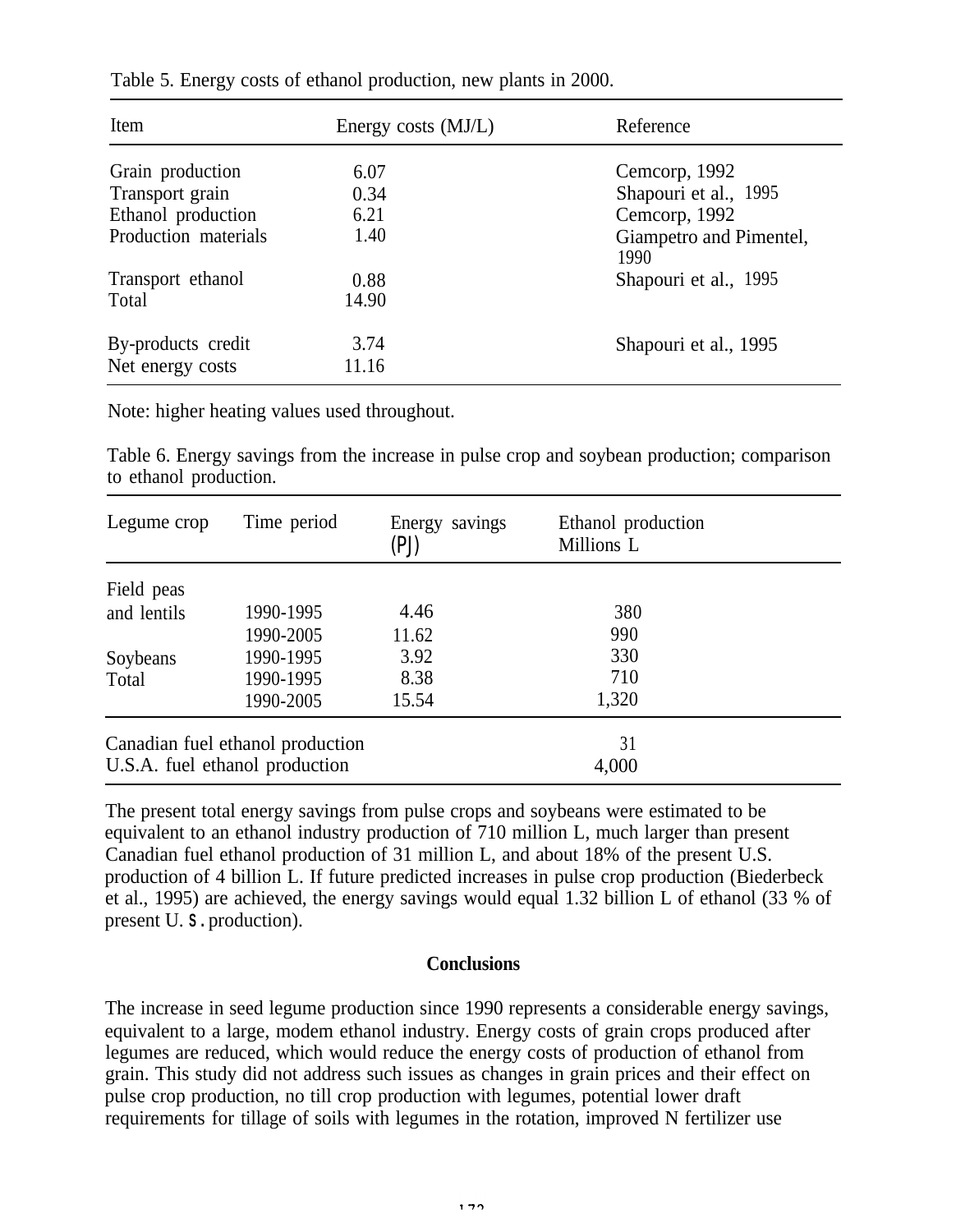Table 5. Energy costs of ethanol production, new plants in 2000.

| Item | Energy costs (MJ/L) | Reference |
|---|---|---|
| Grain production | 6.07 | Cemcorp, 1992 |
| Transport grain | 0.34 | Shapouri et al., 1995 |
| Ethanol production | 6.21 | Cemcorp, 1992 |
| Production materials | 1.40 | Giampetro and Pimentel, 1990 |
| Transport ethanol | 0.88 | Shapouri et al., 1995 |
| Total | 14.90 | |
| By-products credit | 3.74 | Shapouri et al., 1995 |
| Net energy costs | 11.16 | |

Note: higher heating values used throughout.

Table 6. Energy savings from the increase in pulse crop and soybean production; comparison to ethanol production.

| Legume crop | Time period | Energy savings (PJ) | Ethanol production Millions L |
|---|---|---|---|
| Field peas and lentils | 1990-1995 | 4.46 | 380 |
| | 1990-2005 | 11.62 | 990 |
| Soybeans | 1990-1995 | 3.92 | 330 |
| Total | 1990-1995 | 8.38 | 710 |
| | 1990-2005 | 15.54 | 1,320 |
| Canadian fuel ethanol production | | | 31 |
| U.S.A. fuel ethanol production | | | 4,000 |

The present total energy savings from pulse crops and soybeans were estimated to be equivalent to an ethanol industry production of 710 million L, much larger than present Canadian fuel ethanol production of 31 million L, and about 18% of the present U.S. production of 4 billion L. If future predicted increases in pulse crop production (Biederbeck et al., 1995) are achieved, the energy savings would equal 1.32 billion L of ethanol (33 % of present U. S. production).

## Conclusions

The increase in seed legume production since 1990 represents a considerable energy savings, equivalent to a large, modem ethanol industry. Energy costs of grain crops produced after legumes are reduced, which would reduce the energy costs of production of ethanol from grain. This study did not address such issues as changes in grain prices and their effect on pulse crop production, no till crop production with legumes, potential lower draft requirements for tillage of soils with legumes in the rotation, improved N fertilizer use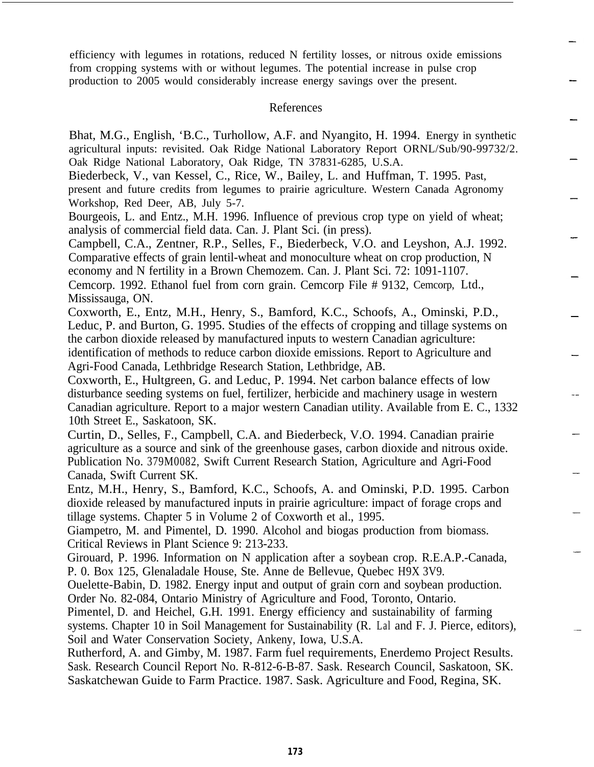efficiency with legumes in rotations, reduced N fertility losses, or nitrous oxide emissions from cropping systems with or without legumes. The potential increase in pulse crop production to 2005 would considerably increase energy savings over the present.

## References

Bhat, M.G., English, 'B.C., Turhollow, A.F. and Nyangito, H. 1994. Energy in synthetic agricultural inputs: revisited. Oak Ridge National Laboratory Report ORNL/Sub/90-99732/2. Oak Ridge National Laboratory, Oak Ridge, TN 37831-6285, U.S.A.

Biederbeck, V., van Kessel, C., Rice, W., Bailey, L. and Huffman, T. 1995. Past, present and future credits from legumes to prairie agriculture. Western Canada Agronomy Workshop, Red Deer, AB, July 5-7.

Bourgeois, L. and Entz., M.H. 1996. Influence of previous crop type on yield of wheat; analysis of commercial field data. Can. J. Plant Sci. (in press).

Campbell, C.A., Zentner, R.P., Selles, F., Biederbeck, V.O. and Leyshon, A.J. 1992. Comparative effects of grain lentil-wheat and monoculture wheat on crop production, N economy and N fertility in a Brown Chemozem. Can. J. Plant Sci. 72: 1091-1107.

Cemcorp. 1992. Ethanol fuel from corn grain. Cemcorp File # 9132, Cemcorp, Ltd., Mississauga, ON.

Coxworth, E., Entz, M.H., Henry, S., Bamford, K.C., Schoofs, A., Ominski, P.D., Leduc, P. and Burton, G. 1995. Studies of the effects of cropping and tillage systems on the carbon dioxide released by manufactured inputs to western Canadian agriculture: identification of methods to reduce carbon dioxide emissions. Report to Agriculture and Agri-Food Canada, Lethbridge Research Station, Lethbridge, AB.

Coxworth, E., Hultgreen, G. and Leduc, P. 1994. Net carbon balance effects of low disturbance seeding systems on fuel, fertilizer, herbicide and machinery usage in western Canadian agriculture. Report to a major western Canadian utility. Available from E. C., 1332 10th Street E., Saskatoon, SK.

Curtin, D., Selles, F., Campbell, C.A. and Biederbeck, V.O. 1994. Canadian prairie agriculture as a source and sink of the greenhouse gases, carbon dioxide and nitrous oxide. Publication No. 379M0082, Swift Current Research Station, Agriculture and Agri-Food Canada, Swift Current SK.

Entz, M.H., Henry, S., Bamford, K.C., Schoofs, A. and Ominski, P.D. 1995. Carbon dioxide released by manufactured inputs in prairie agriculture: impact of forage crops and tillage systems. Chapter 5 in Volume 2 of Coxworth et al., 1995.

Giampetro, M. and Pimentel, D. 1990. Alcohol and biogas production from biomass. Critical Reviews in Plant Science 9: 213-233.

Girouard, P. 1996. Information on N application after a soybean crop. R.E.A.P.-Canada, P. 0. Box 125, Glenaladale House, Ste. Anne de Bellevue, Quebec H9X 3V9.

Ouelette-Babin, D. 1982. Energy input and output of grain corn and soybean production. Order No. 82-084, Ontario Ministry of Agriculture and Food, Toronto, Ontario.

Pimentel, D. and Heichel, G.H. 1991. Energy efficiency and sustainability of farming systems. Chapter 10 in Soil Management for Sustainability (R. Lal and F. J. Pierce, editors), Soil and Water Conservation Society, Ankeny, Iowa, U.S.A.

Rutherford, A. and Gimby, M. 1987. Farm fuel requirements, Enerdemo Project Results. Sask. Research Council Report No. R-812-6-B-87. Sask. Research Council, Saskatoon, SK.

Saskatchewan Guide to Farm Practice. 1987. Sask. Agriculture and Food, Regina, SK.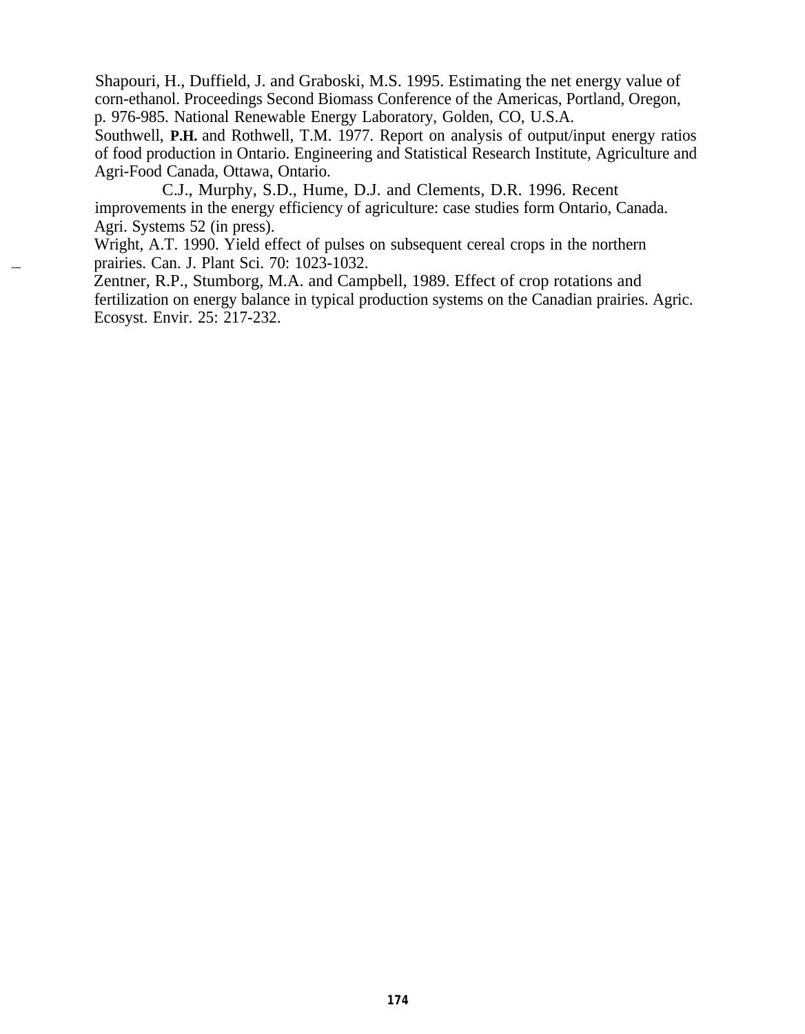Shapouri, H., Duffield, J. and Graboski, M.S. 1995. Estimating the net energy value of corn-ethanol. Proceedings Second Biomass Conference of the Americas, Portland, Oregon, p. 976-985. National Renewable Energy Laboratory, Golden, CO, U.S.A.

Southwell, P.H. and Rothwell, T.M. 1977. Report on analysis of output/input energy ratios of food production in Ontario. Engineering and Statistical Research Institute, Agriculture and Agri-Food Canada, Ottawa, Ontario.

C.J., Murphy, S.D., Hume, D.J. and Clements, D.R. 1996. Recent improvements in the energy efficiency of agriculture: case studies form Ontario, Canada. Agri. Systems 52 (in press).

Wright, A.T. 1990. Yield effect of pulses on subsequent cereal crops in the northern prairies. Can. J. Plant Sci. 70: 1023-1032.

Zentner, R.P., Stumborg, M.A. and Campbell, 1989. Effect of crop rotations and fertilization on energy balance in typical production systems on the Canadian prairies. Agric. Ecosyst. Envir. 25: 217-232.